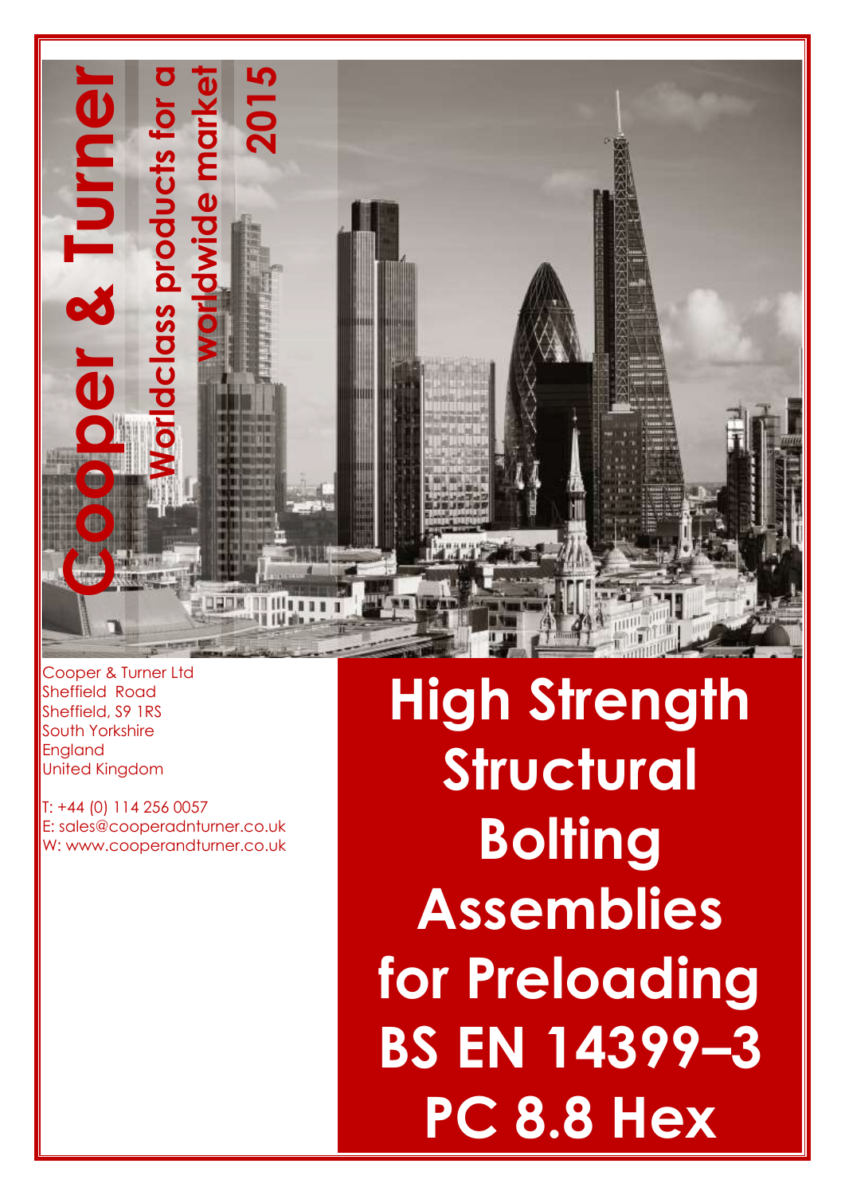# Cooper & Turner

Worldclass products for a worldwide market

2015

Cooper & Turner Ltd
Sheffield Road
Sheffield, S9 1RS
South Yorkshire
England
United Kingdom

T: +44 (0) 114 256 0057
E: sales@cooperadnturner.co.uk
W: www.cooperandturner.co.uk

# High Strength Structural Bolting Assemblies for Preloading BS EN 14399–3 PC 8.8 Hex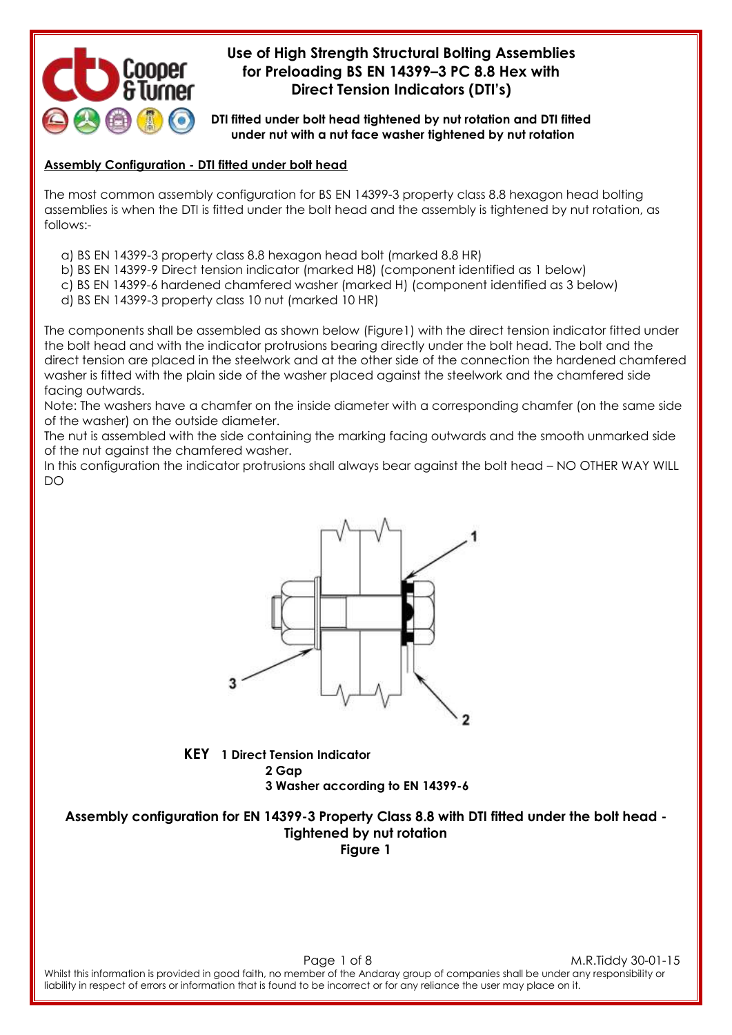# Use of High Strength Structural Bolting Assemblies for Preloading BS EN 14399–3 PC 8.8 Hex with Direct Tension Indicators (DTI's)

**DTI fitted under bolt head tightened by nut rotation and DTI fitted under nut with a nut face washer tightened by nut rotation**

## Assembly Configuration - DTI fitted under bolt head

The most common assembly configuration for BS EN 14399-3 property class 8.8 hexagon head bolting assemblies is when the DTI is fitted under the bolt head and the assembly is tightened by nut rotation, as follows:-

a) BS EN 14399-3 property class 8.8 hexagon head bolt (marked 8.8 HR)
b) BS EN 14399-9 Direct tension indicator (marked H8) (component identified as 1 below)
c) BS EN 14399-6 hardened chamfered washer (marked H) (component identified as 3 below)
d) BS EN 14399-3 property class 10 nut (marked 10 HR)

The components shall be assembled as shown below (Figure1) with the direct tension indicator fitted under the bolt head and with the indicator protrusions bearing directly under the bolt head. The bolt and the direct tension are placed in the steelwork and at the other side of the connection the hardened chamfered washer is fitted with the plain side of the washer placed against the steelwork and the chamfered side facing outwards.
Note: The washers have a chamfer on the inside diameter with a corresponding chamfer (on the same side of the washer) on the outside diameter.
The nut is assembled with the side containing the marking facing outwards and the smooth unmarked side of the nut against the chamfered washer.
In this configuration the indicator protrusions shall always bear against the bolt head – NO OTHER WAY WILL DO

**KEY**
**1 Direct Tension Indicator**
**2 Gap**
**3 Washer according to EN 14399-6**

**Assembly configuration for EN 14399-3 Property Class 8.8 with DTI fitted under the bolt head - Tightened by nut rotation**
**Figure 1**

M.R.Tiddy 30-01-15

Whilst this information is provided in good faith, no member of the Andaray group of companies shall be under any responsibility or liability in respect of errors or information that is found to be incorrect or for any reliance the user may place on it.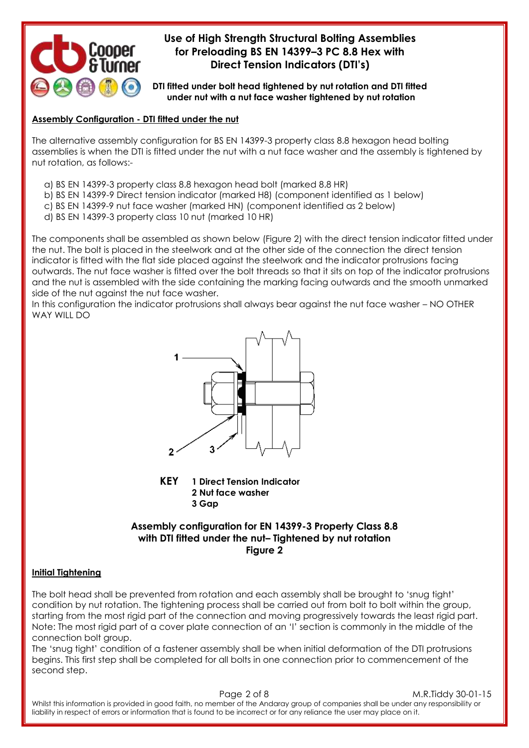## Assembly Configuration - DTI fitted under the nut

The alternative assembly configuration for BS EN 14399-3 property class 8.8 hexagon head bolting assemblies is when the DTI is fitted under the nut with a nut face washer and the assembly is tightened by nut rotation, as follows:-

a) BS EN 14399-3 property class 8.8 hexagon head bolt (marked 8.8 HR)
b) BS EN 14399-9 Direct tension indicator (marked H8) (component identified as 1 below)
c) BS EN 14399-9 nut face washer (marked HN) (component identified as 2 below)
d) BS EN 14399-3 property class 10 nut (marked 10 HR)

The components shall be assembled as shown below (Figure 2) with the direct tension indicator fitted under the nut. The bolt is placed in the steelwork and at the other side of the connection the direct tension indicator is fitted with the flat side placed against the steelwork and the indicator protrusions facing outwards. The nut face washer is fitted over the bolt threads so that it sits on top of the indicator protrusions and the nut is assembled with the side containing the marking facing outwards and the smooth unmarked side of the nut against the nut face washer.
In this configuration the indicator protrusions shall always bear against the nut face washer – NO OTHER WAY WILL DO

**KEY**
1 Direct Tension Indicator
2 Nut face washer
3 Gap

**Assembly configuration for EN 14399-3 Property Class 8.8 with DTI fitted under the nut– Tightened by nut rotation Figure 2**

## Initial Tightening

The bolt head shall be prevented from rotation and each assembly shall be brought to 'snug tight' condition by nut rotation. The tightening process shall be carried out from bolt to bolt within the group, starting from the most rigid part of the connection and moving progressively towards the least rigid part. Note: The most rigid part of a cover plate connection of an 'I' section is commonly in the middle of the connection bolt group.
The 'snug tight' condition of a fastener assembly shall be when initial deformation of the DTI protrusions begins. This first step shall be completed for all bolts in one connection prior to commencement of the second step.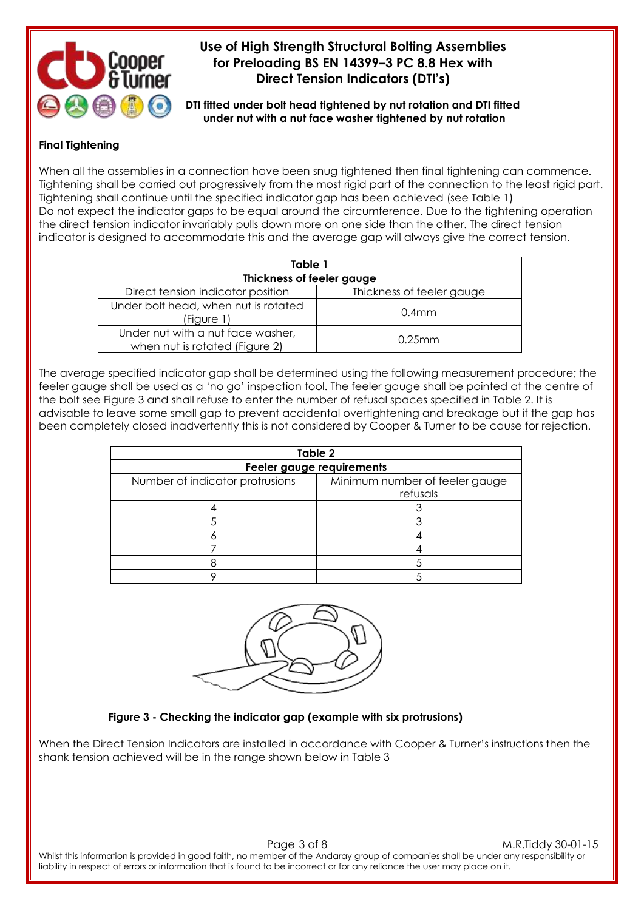## Final Tightening

When all the assemblies in a connection have been snug tightened then final tightening can commence. Tightening shall be carried out progressively from the most rigid part of the connection to the least rigid part. Tightening shall continue until the specified indicator gap has been achieved (see Table 1)
Do not expect the indicator gaps to be equal around the circumference. Due to the tightening operation the direct tension indicator invariably pulls down more on one side than the other. The direct tension indicator is designed to accommodate this and the average gap will always give the correct tension.

| Table 1 | |
|---|---|
| **Thickness of feeler gauge** | |
| Direct tension indicator position | Thickness of feeler gauge |
| Under bolt head, when nut is rotated (Figure 1) | 0.4mm |
| Under nut with a nut face washer, when nut is rotated (Figure 2) | 0.25mm |

The average specified indicator gap shall be determined using the following measurement procedure; the feeler gauge shall be used as a 'no go' inspection tool. The feeler gauge shall be pointed at the centre of the bolt see Figure 3 and shall refuse to enter the number of refusal spaces specified in Table 2. It is advisable to leave some small gap to prevent accidental overtightening and breakage but if the gap has been completely closed inadvertently this is not considered by Cooper & Turner to be cause for rejection.

| Table 2 | |
|---|---|
| **Feeler gauge requirements** | |
| Number of indicator protrusions | Minimum number of feeler gauge refusals |
| 4 | 3 |
| 5 | 3 |
| 6 | 4 |
| 7 | 4 |
| 8 | 5 |
| 9 | 5 |

**Figure 3 - Checking the indicator gap (example with six protrusions)**

When the Direct Tension Indicators are installed in accordance with Cooper & Turner's instructions then the shank tension achieved will be in the range shown below in Table 3

M.R.Tiddy 30-01-15

Whilst this information is provided in good faith, no member of the Andaray group of companies shall be under any responsibility or liability in respect of errors or information that is found to be incorrect or for any reliance the user may place on it.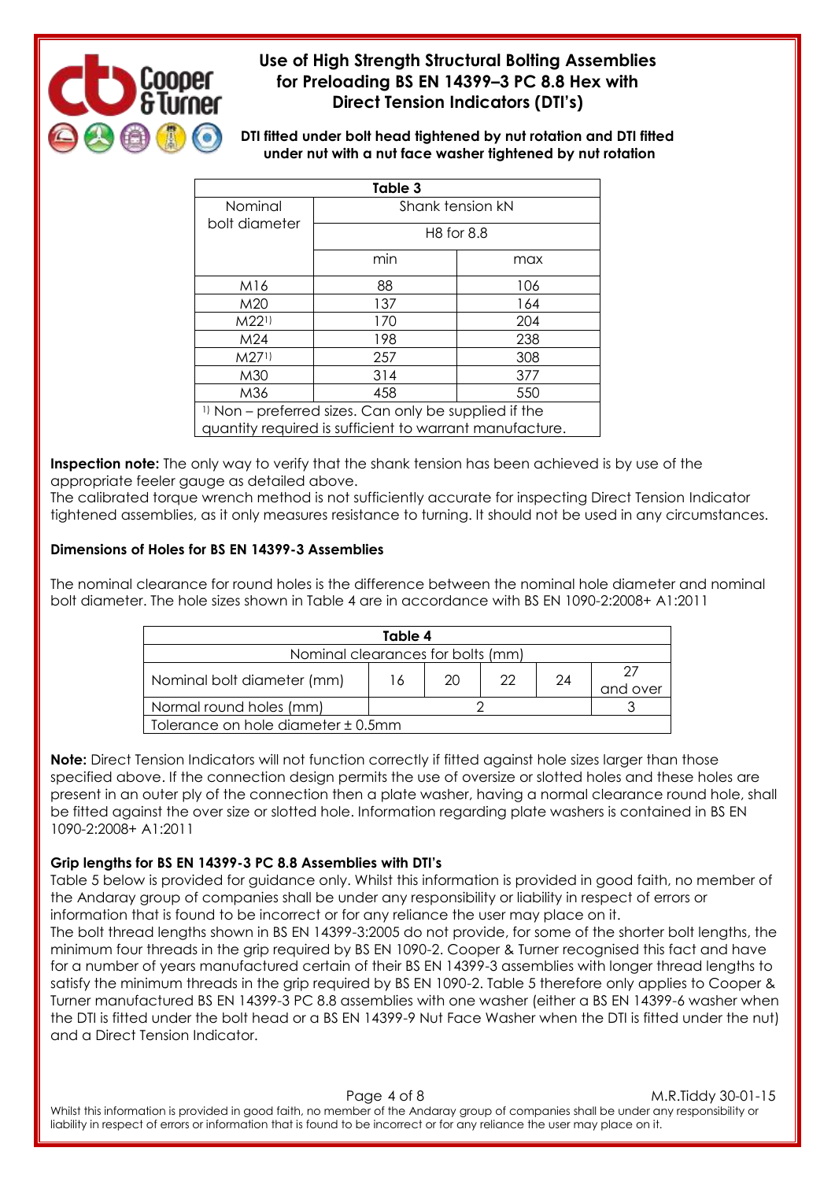**DTI fitted under bolt head tightened by nut rotation and DTI fitted under nut with a nut face washer tightened by nut rotation**

**Table 3**

| Nominal bolt diameter | Shank tension kN | |
|---|---|---|
| | H8 for 8.8 | |
| | min | max |
| M16 | 88 | 106 |
| M20 | 137 | 164 |
| M22[1)] | 170 | 204 |
| M24 | 198 | 238 |
| M27[1)] | 257 | 308 |
| M30 | 314 | 377 |
| M36 | 458 | 550 |

[1)] Non – preferred sizes. Can only be supplied if the quantity required is sufficient to warrant manufacture.

**Inspection note:** The only way to verify that the shank tension has been achieved is by use of the appropriate feeler gauge as detailed above.
The calibrated torque wrench method is not sufficiently accurate for inspecting Direct Tension Indicator tightened assemblies, as it only measures resistance to turning. It should not be used in any circumstances.

### Dimensions of Holes for BS EN 14399-3 Assemblies

The nominal clearance for round holes is the difference between the nominal hole diameter and nominal bolt diameter. The hole sizes shown in Table 4 are in accordance with BS EN 1090-2:2008+ A1:2011

**Table 4**

Nominal clearances for bolts (mm)

| Nominal bolt diameter (mm) | 16 | 20 | 22 | 24 | 27 and over |
|---|---|---|---|---|---|
| Normal round holes (mm) | 2 | | | | 3 |
| Tolerance on hole diameter ± 0.5mm | | | | | |

**Note:** Direct Tension Indicators will not function correctly if fitted against hole sizes larger than those specified above. If the connection design permits the use of oversize or slotted holes and these holes are present in an outer ply of the connection then a plate washer, having a normal clearance round hole, shall be fitted against the over size or slotted hole. Information regarding plate washers is contained in BS EN 1090-2:2008+ A1:2011

### Grip lengths for BS EN 14399-3 PC 8.8 Assemblies with DTI's

Table 5 below is provided for guidance only. Whilst this information is provided in good faith, no member of the Andaray group of companies shall be under any responsibility or liability in respect of errors or information that is found to be incorrect or for any reliance the user may place on it.
The bolt thread lengths shown in BS EN 14399-3:2005 do not provide, for some of the shorter bolt lengths, the minimum four threads in the grip required by BS EN 1090-2. Cooper & Turner recognised this fact and have for a number of years manufactured certain of their BS EN 14399-3 assemblies with longer thread lengths to satisfy the minimum threads in the grip required by BS EN 1090-2. Table 5 therefore only applies to Cooper & Turner manufactured BS EN 14399-3 PC 8.8 assemblies with one washer (either a BS EN 14399-6 washer when the DTI is fitted under the bolt head or a BS EN 14399-9 Nut Face Washer when the DTI is fitted under the nut) and a Direct Tension Indicator.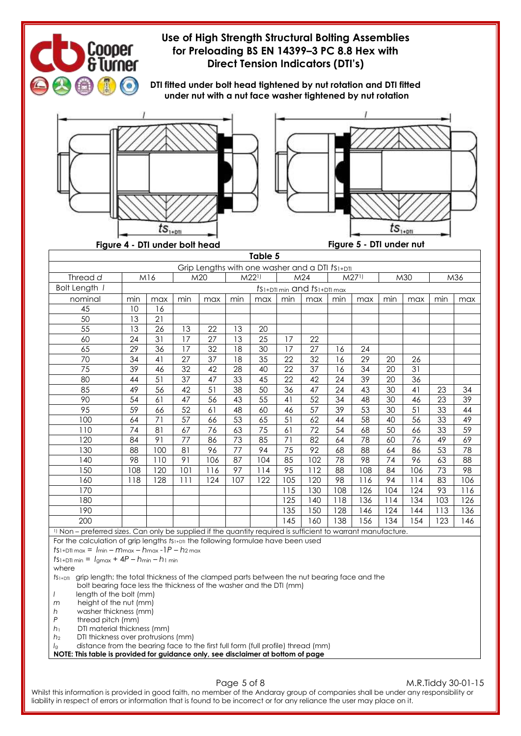# Use of High Strength Structural Bolting Assemblies for Preloading BS EN 14399–3 PC 8.8 Hex with Direct Tension Indicators (DTI's)

**DTI fitted under bolt head tightened by nut rotation and DTI fitted under nut with a nut face washer tightened by nut rotation**

**Figure 4 - DTI under bolt head**

**Figure 5 - DTI under nut**

**Table 5**

Grip Lengths with one washer and a DTI $ts_{1+DTI}$

| Thread $d$ | M16 | | M20 | | M22[1] | | M24 | | M27[1] | | M30 | | M36 | |
|---|---|---|---|---|---|---|---|---|---|---|---|---|---|---|
| Bolt Length $l$ | $ts_{1+DTI\ min}$ and $ts_{1+DTI\ max}$ | | | | | | | | | | | | | |
| nominal | min | max | min | max | min | max | min | max | min | max | min | max | min | max |
| 45 | 10 | 16 | | | | | | | | | | | | |
| 50 | 13 | 21 | | | | | | | | | | | | |
| 55 | 13 | 26 | 13 | 22 | 13 | 20 | | | | | | | | |
| 60 | 24 | 31 | 17 | 27 | 13 | 25 | 17 | 22 | | | | | | |
| 65 | 29 | 36 | 17 | 32 | 18 | 30 | 17 | 27 | 16 | 24 | | | | |
| 70 | 34 | 41 | 27 | 37 | 18 | 35 | 22 | 32 | 16 | 29 | 20 | 26 | | |
| 75 | 39 | 46 | 32 | 42 | 28 | 40 | 22 | 37 | 16 | 34 | 20 | 31 | | |
| 80 | 44 | 51 | 37 | 47 | 33 | 45 | 22 | 42 | 24 | 39 | 20 | 36 | | |
| 85 | 49 | 56 | 42 | 51 | 38 | 50 | 36 | 47 | 24 | 43 | 30 | 41 | 23 | 34 |
| 90 | 54 | 61 | 47 | 56 | 43 | 55 | 41 | 52 | 34 | 48 | 30 | 46 | 23 | 39 |
| 95 | 59 | 66 | 52 | 61 | 48 | 60 | 46 | 57 | 39 | 53 | 30 | 51 | 33 | 44 |
| 100 | 64 | 71 | 57 | 66 | 53 | 65 | 51 | 62 | 44 | 58 | 40 | 56 | 33 | 49 |
| 110 | 74 | 81 | 67 | 76 | 63 | 75 | 61 | 72 | 54 | 68 | 50 | 66 | 33 | 59 |
| 120 | 84 | 91 | 77 | 86 | 73 | 85 | 71 | 82 | 64 | 78 | 60 | 76 | 49 | 69 |
| 130 | 88 | 100 | 81 | 96 | 77 | 94 | 75 | 92 | 68 | 88 | 64 | 86 | 53 | 78 |
| 140 | 98 | 110 | 91 | 106 | 87 | 104 | 85 | 102 | 78 | 98 | 74 | 96 | 63 | 88 |
| 150 | 108 | 120 | 101 | 116 | 97 | 114 | 95 | 112 | 88 | 108 | 84 | 106 | 73 | 98 |
| 160 | 118 | 128 | 111 | 124 | 107 | 122 | 105 | 120 | 98 | 116 | 94 | 114 | 83 | 106 |
| 170 | | | | | | | 115 | 130 | 108 | 126 | 104 | 124 | 93 | 116 |
| 180 | | | | | | | 125 | 140 | 118 | 136 | 114 | 134 | 103 | 126 |
| 190 | | | | | | | 135 | 150 | 128 | 146 | 124 | 144 | 113 | 136 |
| 200 | | | | | | | 145 | 160 | 138 | 156 | 134 | 154 | 123 | 146 |

[1] Non – preferred sizes. Can only be supplied if the quantity required is sufficient to warrant manufacture.

For the calculation of grip lengths $ts_{1+DTI}$ the following formulae have been used

$ts_{1+DTI\ max} = l_{min} - m_{max} - h_{max} - 1P - h_{2\ max}$

$ts_{1+DTI\ min} = l_{gmax} + 4P - h_{min} - h_{1\ min}$

where

- $ts_{1+DTI}$ grip length; the total thickness of the clamped parts between the nut bearing face and the bolt bearing face less the thickness of the washer and the DTI (mm)
- $l$ length of the bolt (mm)
- $m$ height of the nut (mm)
- $h$ washer thickness (mm)
- $P$ thread pitch (mm)
- $h_1$ DTI material thickness (mm)
- $h_2$ DTI thickness over protrusions (mm)
- $l_g$ distance from the bearing face to the first full form (full profile) thread (mm)

**NOTE: This table is provided for guidance only, see disclaimer at bottom of page**

M.R.Tiddy 30-01-15

Whilst this information is provided in good faith, no member of the Andaray group of companies shall be under any responsibility or liability in respect of errors or information that is found to be incorrect or for any reliance the user may place on it.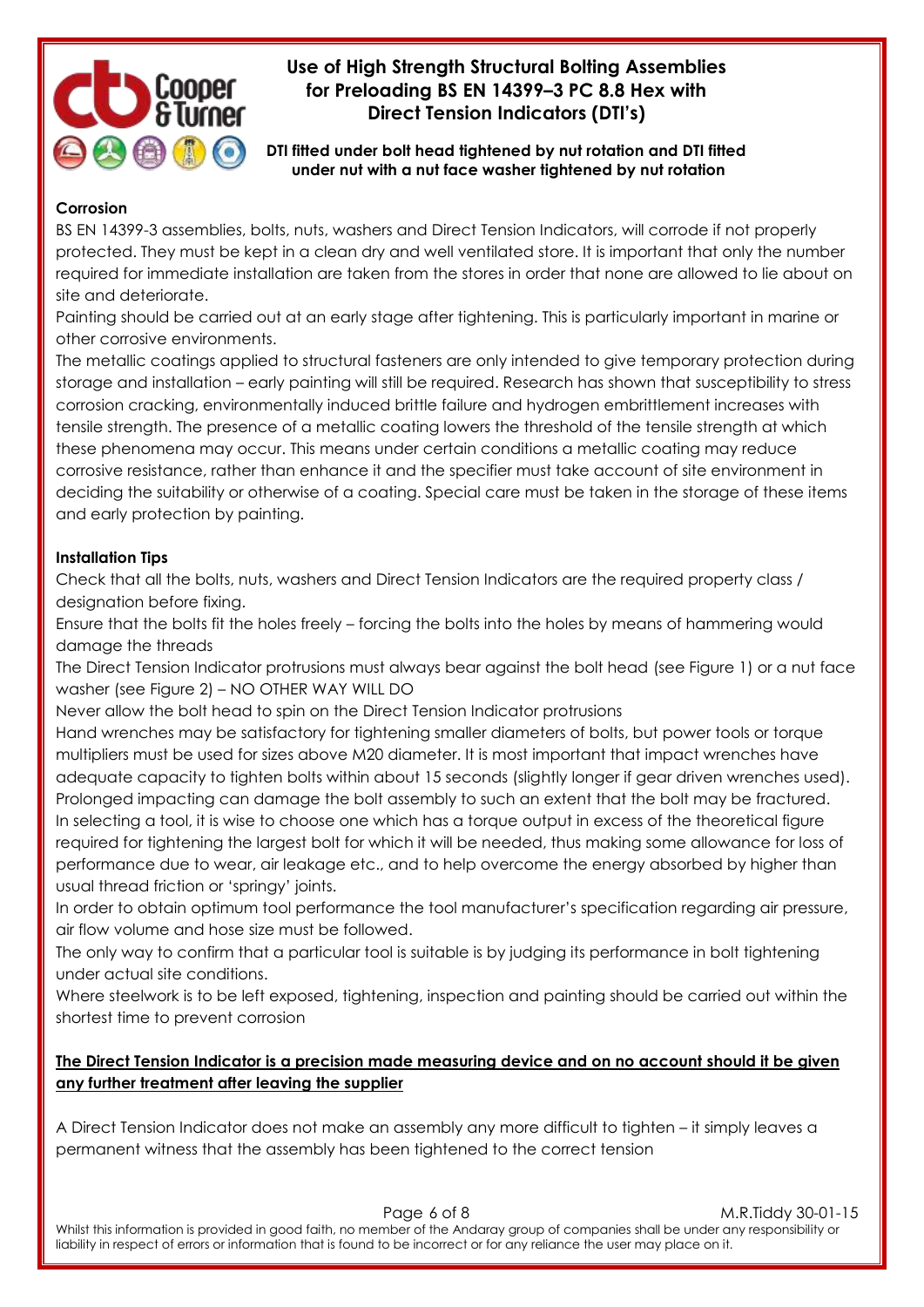## Corrosion

BS EN 14399-3 assemblies, bolts, nuts, washers and Direct Tension Indicators, will corrode if not properly protected. They must be kept in a clean dry and well ventilated store. It is important that only the number required for immediate installation are taken from the stores in order that none are allowed to lie about on site and deteriorate.

Painting should be carried out at an early stage after tightening. This is particularly important in marine or other corrosive environments.

The metallic coatings applied to structural fasteners are only intended to give temporary protection during storage and installation – early painting will still be required. Research has shown that susceptibility to stress corrosion cracking, environmentally induced brittle failure and hydrogen embrittlement increases with tensile strength. The presence of a metallic coating lowers the threshold of the tensile strength at which these phenomena may occur. This means under certain conditions a metallic coating may reduce corrosive resistance, rather than enhance it and the specifier must take account of site environment in deciding the suitability or otherwise of a coating. Special care must be taken in the storage of these items and early protection by painting.

## Installation Tips

Check that all the bolts, nuts, washers and Direct Tension Indicators are the required property class / designation before fixing.

Ensure that the bolts fit the holes freely – forcing the bolts into the holes by means of hammering would damage the threads

The Direct Tension Indicator protrusions must always bear against the bolt head (see Figure 1) or a nut face washer (see Figure 2) – NO OTHER WAY WILL DO

Never allow the bolt head to spin on the Direct Tension Indicator protrusions

Hand wrenches may be satisfactory for tightening smaller diameters of bolts, but power tools or torque multipliers must be used for sizes above M20 diameter. It is most important that impact wrenches have adequate capacity to tighten bolts within about 15 seconds (slightly longer if gear driven wrenches used). Prolonged impacting can damage the bolt assembly to such an extent that the bolt may be fractured.

In selecting a tool, it is wise to choose one which has a torque output in excess of the theoretical figure required for tightening the largest bolt for which it will be needed, thus making some allowance for loss of performance due to wear, air leakage etc., and to help overcome the energy absorbed by higher than usual thread friction or 'springy' joints.

In order to obtain optimum tool performance the tool manufacturer's specification regarding air pressure, air flow volume and hose size must be followed.

The only way to confirm that a particular tool is suitable is by judging its performance in bolt tightening under actual site conditions.

Where steelwork is to be left exposed, tightening, inspection and painting should be carried out within the shortest time to prevent corrosion

**The Direct Tension Indicator is a precision made measuring device and on no account should it be given any further treatment after leaving the supplier**

A Direct Tension Indicator does not make an assembly any more difficult to tighten – it simply leaves a permanent witness that the assembly has been tightened to the correct tension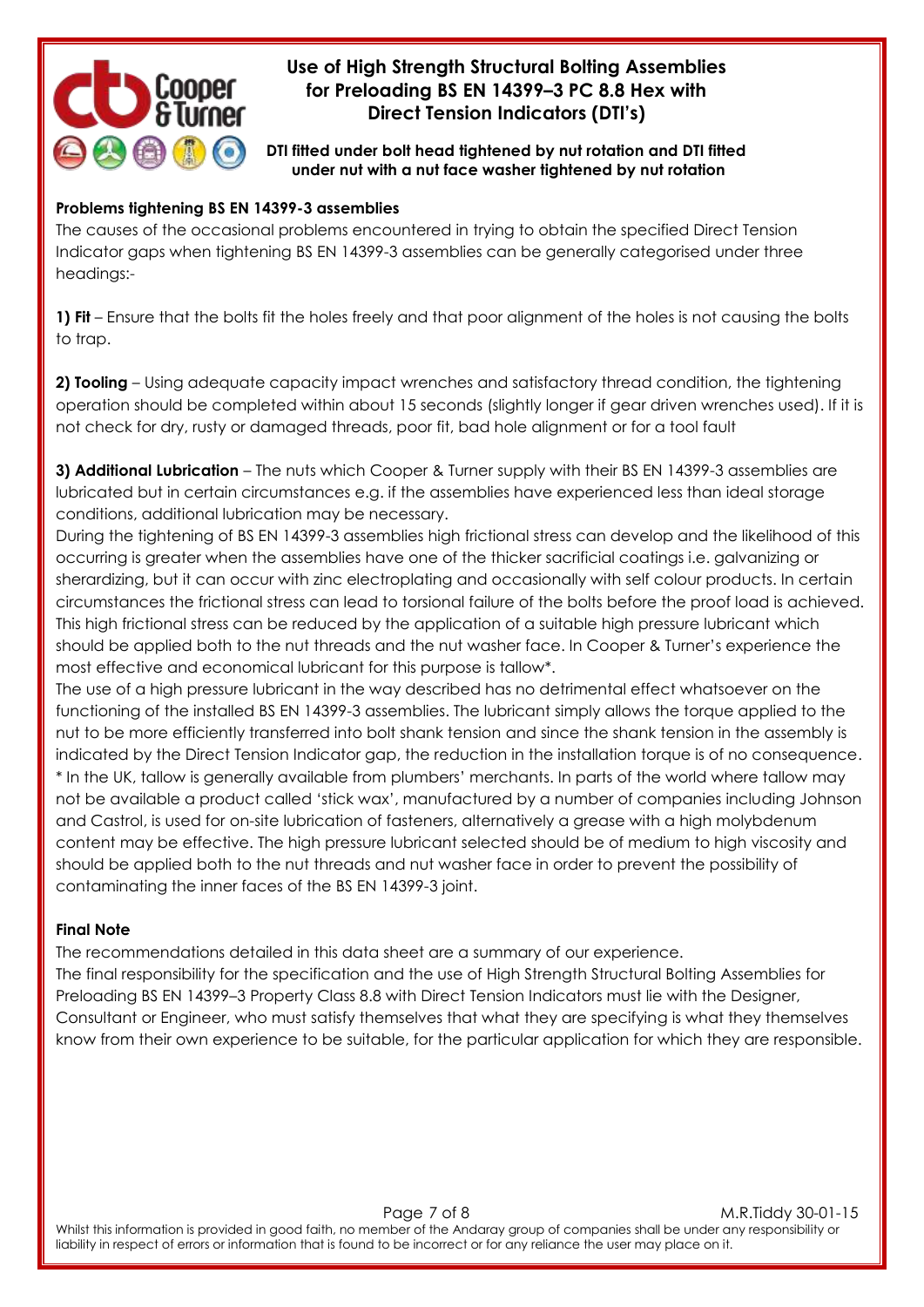# Use of High Strength Structural Bolting Assemblies for Preloading BS EN 14399–3 PC 8.8 Hex with Direct Tension Indicators (DTI's)

**DTI fitted under bolt head tightened by nut rotation and DTI fitted under nut with a nut face washer tightened by nut rotation**

### Problems tightening BS EN 14399-3 assemblies

The causes of the occasional problems encountered in trying to obtain the specified Direct Tension Indicator gaps when tightening BS EN 14399-3 assemblies can be generally categorised under three headings:-

**1) Fit** – Ensure that the bolts fit the holes freely and that poor alignment of the holes is not causing the bolts to trap.

**2) Tooling** – Using adequate capacity impact wrenches and satisfactory thread condition, the tightening operation should be completed within about 15 seconds (slightly longer if gear driven wrenches used). If it is not check for dry, rusty or damaged threads, poor fit, bad hole alignment or for a tool fault

**3) Additional Lubrication** – The nuts which Cooper & Turner supply with their BS EN 14399-3 assemblies are lubricated but in certain circumstances e.g. if the assemblies have experienced less than ideal storage conditions, additional lubrication may be necessary.
During the tightening of BS EN 14399-3 assemblies high frictional stress can develop and the likelihood of this occurring is greater when the assemblies have one of the thicker sacrificial coatings i.e. galvanizing or sherardizing, but it can occur with zinc electroplating and occasionally with self colour products. In certain circumstances the frictional stress can lead to torsional failure of the bolts before the proof load is achieved. This high frictional stress can be reduced by the application of a suitable high pressure lubricant which should be applied both to the nut threads and the nut washer face. In Cooper & Turner's experience the most effective and economical lubricant for this purpose is tallow*.
The use of a high pressure lubricant in the way described has no detrimental effect whatsoever on the functioning of the installed BS EN 14399-3 assemblies. The lubricant simply allows the torque applied to the nut to be more efficiently transferred into bolt shank tension and since the shank tension in the assembly is indicated by the Direct Tension Indicator gap, the reduction in the installation torque is of no consequence.
* In the UK, tallow is generally available from plumbers' merchants. In parts of the world where tallow may not be available a product called 'stick wax', manufactured by a number of companies including Johnson and Castrol, is used for on-site lubrication of fasteners, alternatively a grease with a high molybdenum content may be effective. The high pressure lubricant selected should be of medium to high viscosity and should be applied both to the nut threads and nut washer face in order to prevent the possibility of contaminating the inner faces of the BS EN 14399-3 joint.

### Final Note

The recommendations detailed in this data sheet are a summary of our experience.
The final responsibility for the specification and the use of High Strength Structural Bolting Assemblies for Preloading BS EN 14399–3 Property Class 8.8 with Direct Tension Indicators must lie with the Designer, Consultant or Engineer, who must satisfy themselves that what they are specifying is what they themselves know from their own experience to be suitable, for the particular application for which they are responsible.

M.R.Tiddy 30-01-15

Whilst this information is provided in good faith, no member of the Andaray group of companies shall be under any responsibility or liability in respect of errors or information that is found to be incorrect or for any reliance the user may place on it.